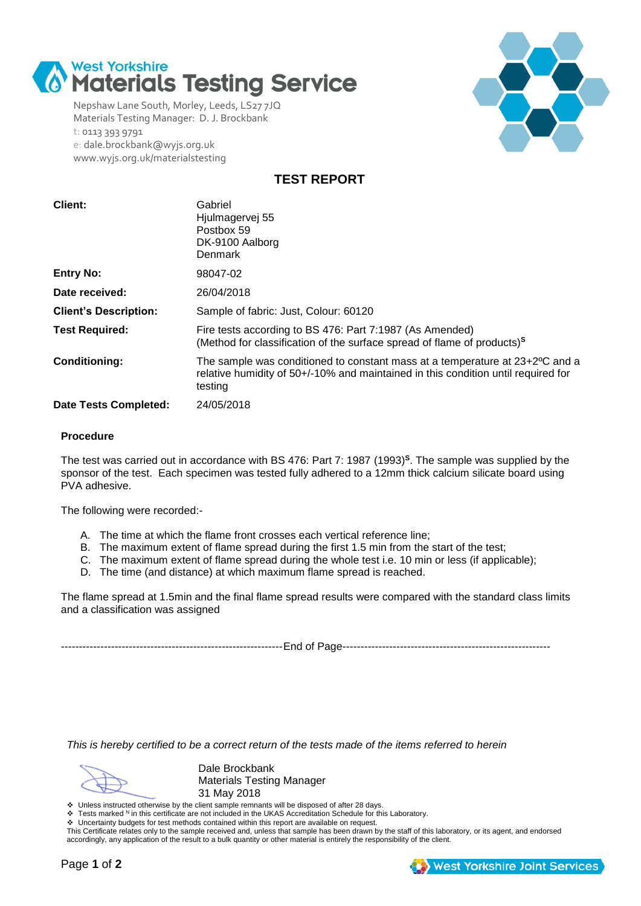# West Yorkshire Materials Testing Service

Nepshaw Lane South, Morley, Leeds, LS27 7JQ
Materials Testing Manager: D. J. Brockbank
t: 0113 393 9791
e: dale.brockbank@wyjs.org.uk
www.wyjs.org.uk/materialstesting

## TEST REPORT

| | |
|---|---|
| **Client:** | Gabriel<br>Hjulmagervej 55<br>Postbox 59<br>DK-9100 Aalborg<br>Denmark |
| **Entry No:** | 98047-02 |
| **Date received:** | 26/04/2018 |
| **Client's Description:** | Sample of fabric: Just, Colour: 60120 |
| **Test Required:** | Fire tests according to BS 476: Part 7:1987 (As Amended)<br>(Method for classification of the surface spread of flame of products)[S] |
| **Conditioning:** | The sample was conditioned to constant mass at a temperature at 23+2ºC and a relative humidity of 50+/-10% and maintained in this condition until required for testing |
| **Date Tests Completed:** | 24/05/2018 |

### Procedure

The test was carried out in accordance with BS 476: Part 7: 1987 (1993)[S]. The sample was supplied by the sponsor of the test. Each specimen was tested fully adhered to a 12mm thick calcium silicate board using PVA adhesive.

The following were recorded:-

A. The time at which the flame front crosses each vertical reference line;
B. The maximum extent of flame spread during the first 1.5 min from the start of the test;
C. The maximum extent of flame spread during the whole test i.e. 10 min or less (if applicable);
D. The time (and distance) at which maximum flame spread is reached.

The flame spread at 1.5min and the final flame spread results were compared with the standard class limits and a classification was assigned

-------------------------------------------------------------End of Page---------------------------------------------------------

*This is hereby certified to be a correct return of the tests made of the items referred to herein*

Dale Brockbank
Materials Testing Manager
31 May 2018

- Unless instructed otherwise by the client sample remnants will be disposed of after 28 days.
- Tests marked [N] in this certificate are not included in the UKAS Accreditation Schedule for this Laboratory.
- Uncertainty budgets for test methods contained within this report are available on request.

This Certificate relates only to the sample received and, unless that sample has been drawn by the staff of this laboratory, or its agent, and endorsed accordingly, any application of the result to a bulk quantity or other material is entirely the responsibility of the client.

West Yorkshire Joint Services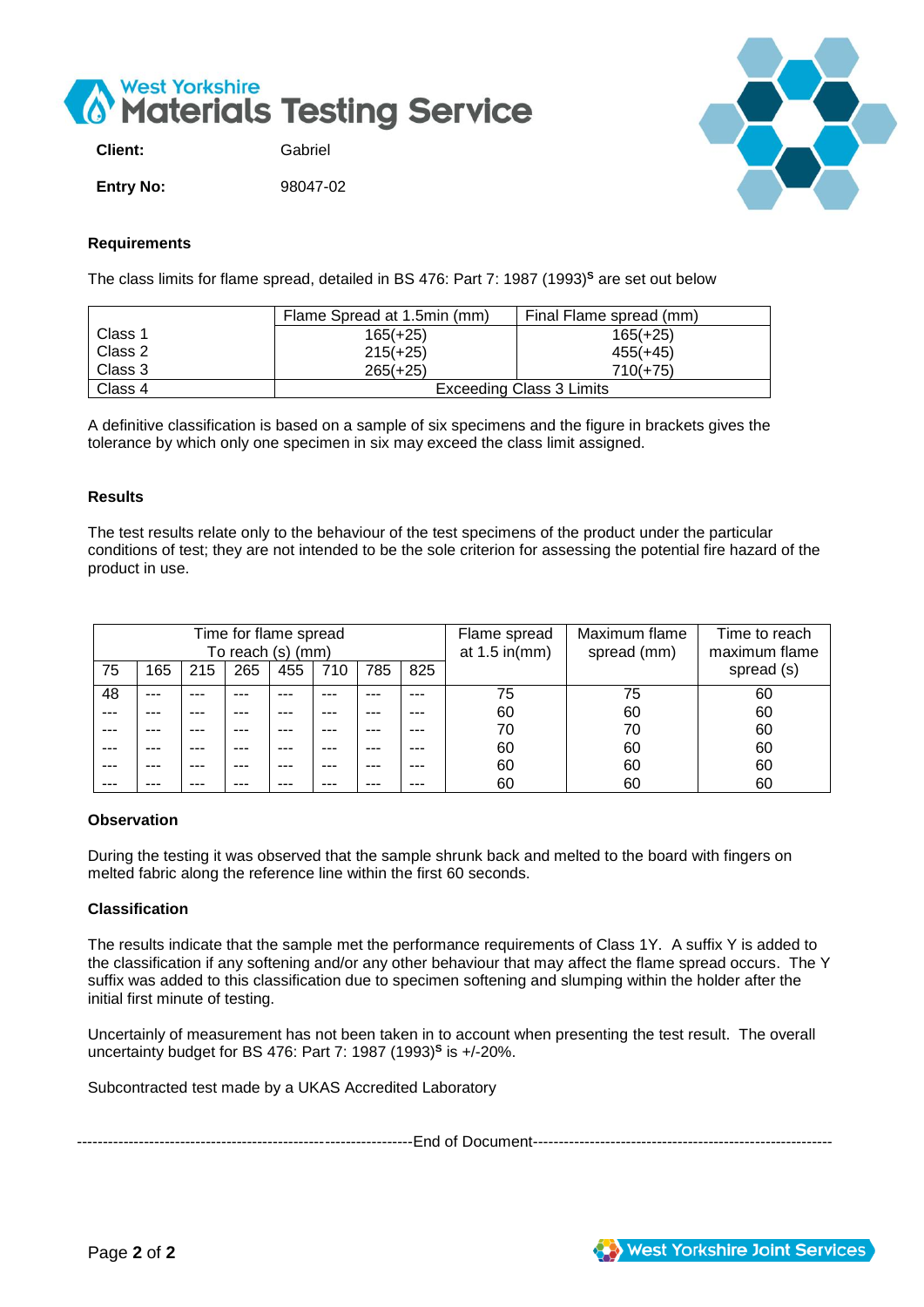**Client:** Gabriel

**Entry No:** 98047-02

### Requirements

The class limits for flame spread, detailed in BS 476: Part 7: 1987 (1993)[s] are set out below

| | Flame Spread at 1.5min (mm) | Final Flame spread (mm) |
|---|---|---|
| Class 1 | 165(+25) | 165(+25) |
| Class 2 | 215(+25) | 455(+45) |
| Class 3 | 265(+25) | 710(+75) |
| Class 4 | Exceeding Class 3 Limits | |

A definitive classification is based on a sample of six specimens and the figure in brackets gives the tolerance by which only one specimen in six may exceed the class limit assigned.

### Results

The test results relate only to the behaviour of the test specimens of the product under the particular conditions of test; they are not intended to be the sole criterion for assessing the potential fire hazard of the product in use.

| Time for flame spread To reach (s) (mm) | | | | | | | | Flame spread at 1.5 in(mm) | Maximum flame spread (mm) | Time to reach maximum flame spread (s) |
|---|---|---|---|---|---|---|---|---|---|---|
| 75 | 165 | 215 | 265 | 455 | 710 | 785 | 825 | | | |
| 48 | --- | --- | --- | --- | --- | --- | --- | 75 | 75 | 60 |
| --- | --- | --- | --- | --- | --- | --- | --- | 60 | 60 | 60 |
| --- | --- | --- | --- | --- | --- | --- | --- | 70 | 70 | 60 |
| --- | --- | --- | --- | --- | --- | --- | --- | 60 | 60 | 60 |
| --- | --- | --- | --- | --- | --- | --- | --- | 60 | 60 | 60 |
| --- | --- | --- | --- | --- | --- | --- | --- | 60 | 60 | 60 |

### Observation

During the testing it was observed that the sample shrunk back and melted to the board with fingers on melted fabric along the reference line within the first 60 seconds.

### Classification

The results indicate that the sample met the performance requirements of Class 1Y. A suffix Y is added to the classification if any softening and/or any other behaviour that may affect the flame spread occurs. The Y suffix was added to this classification due to specimen softening and slumping within the holder after the initial first minute of testing.

Uncertainly of measurement has not been taken in to account when presenting the test result. The overall uncertainty budget for BS 476: Part 7: 1987 (1993)[s] is +/-20%.

Subcontracted test made by a UKAS Accredited Laboratory

------------------------------------------------------------------End of Document----------------------------------------------------------